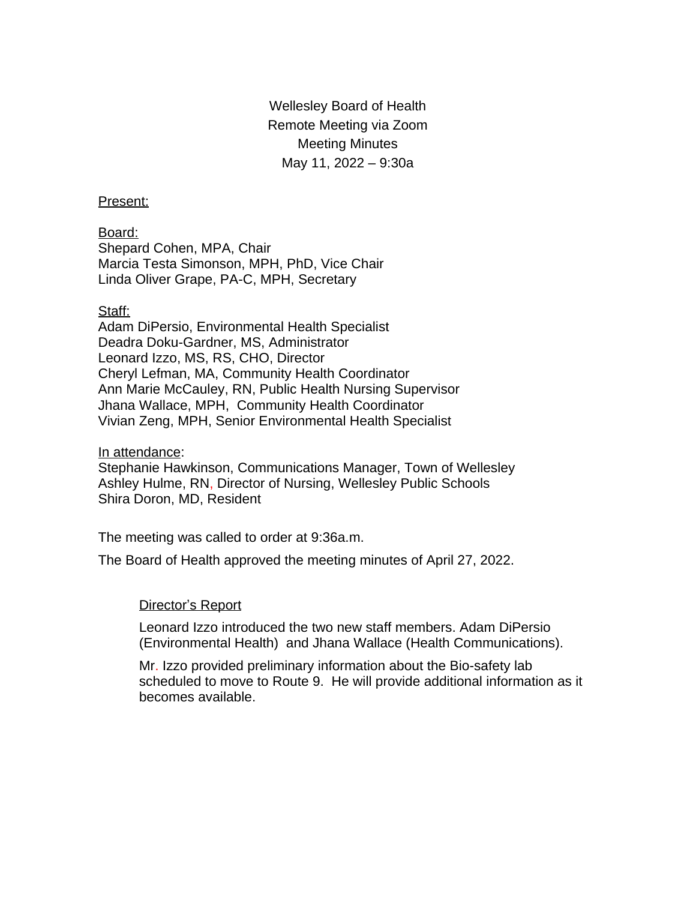Wellesley Board of Health
Remote Meeting via Zoom
Meeting Minutes
May 11, 2022 – 9:30a

Present:

Board:
Shepard Cohen, MPA, Chair
Marcia Testa Simonson, MPH, PhD, Vice Chair
Linda Oliver Grape, PA-C, MPH, Secretary

Staff:
Adam DiPersio, Environmental Health Specialist
Deadra Doku-Gardner, MS, Administrator
Leonard Izzo, MS, RS, CHO, Director
Cheryl Lefman, MA, Community Health Coordinator
Ann Marie McCauley, RN, Public Health Nursing Supervisor
Jhana Wallace, MPH, Community Health Coordinator
Vivian Zeng, MPH, Senior Environmental Health Specialist

In attendance:
Stephanie Hawkinson, Communications Manager, Town of Wellesley
Ashley Hulme, RN, Director of Nursing, Wellesley Public Schools
Shira Doron, MD, Resident

The meeting was called to order at 9:36a.m.

The Board of Health approved the meeting minutes of April 27, 2022.

Director's Report

Leonard Izzo introduced the two new staff members. Adam DiPersio (Environmental Health) and Jhana Wallace (Health Communications).

Mr. Izzo provided preliminary information about the Bio-safety lab scheduled to move to Route 9. He will provide additional information as it becomes available.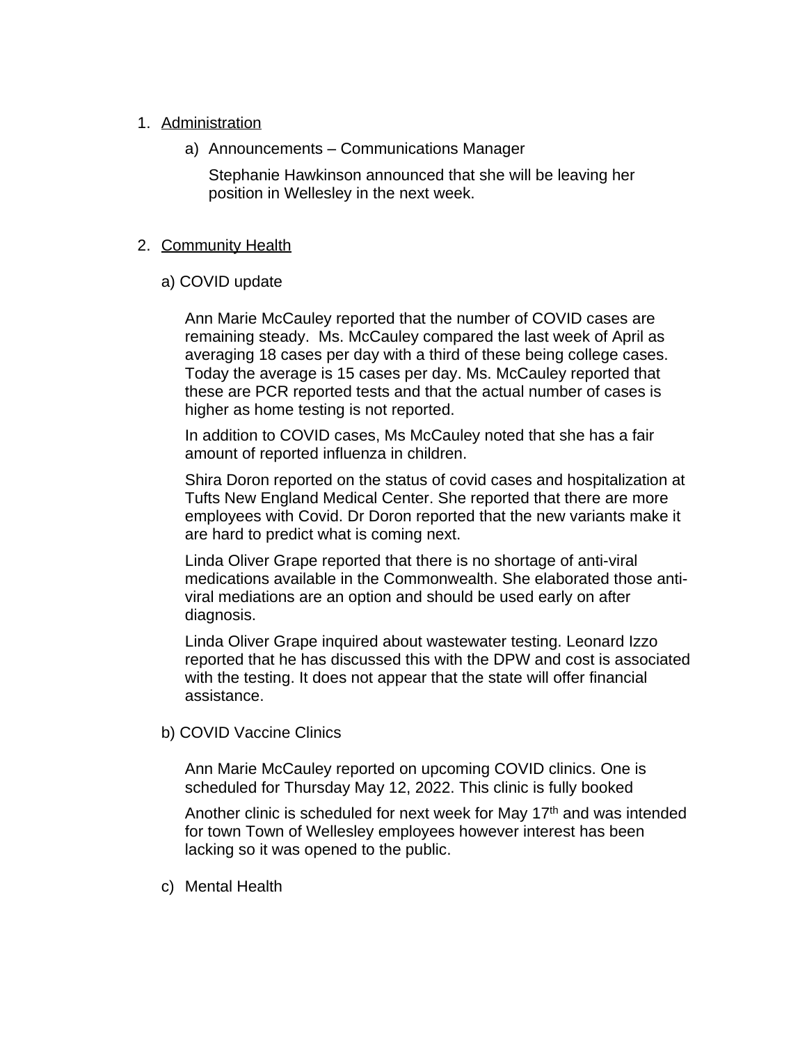1. <u>Administration</u>

   a) Announcements – Communications Manager

      Stephanie Hawkinson announced that she will be leaving her position in Wellesley in the next week.

2. <u>Community Health</u>

   a) COVID update

      Ann Marie McCauley reported that the number of COVID cases are remaining steady. Ms. McCauley compared the last week of April as averaging 18 cases per day with a third of these being college cases. Today the average is 15 cases per day. Ms. McCauley reported that these are PCR reported tests and that the actual number of cases is higher as home testing is not reported.

      In addition to COVID cases, Ms McCauley noted that she has a fair amount of reported influenza in children.

      Shira Doron reported on the status of covid cases and hospitalization at Tufts New England Medical Center. She reported that there are more employees with Covid. Dr Doron reported that the new variants make it are hard to predict what is coming next.

      Linda Oliver Grape reported that there is no shortage of anti-viral medications available in the Commonwealth. She elaborated those anti-viral mediations are an option and should be used early on after diagnosis.

      Linda Oliver Grape inquired about wastewater testing. Leonard Izzo reported that he has discussed this with the DPW and cost is associated with the testing. It does not appear that the state will offer financial assistance.

   b) COVID Vaccine Clinics

      Ann Marie McCauley reported on upcoming COVID clinics. One is scheduled for Thursday May 12, 2022. This clinic is fully booked

      Another clinic is scheduled for next week for May 17th and was intended for town Town of Wellesley employees however interest has been lacking so it was opened to the public.

   c) Mental Health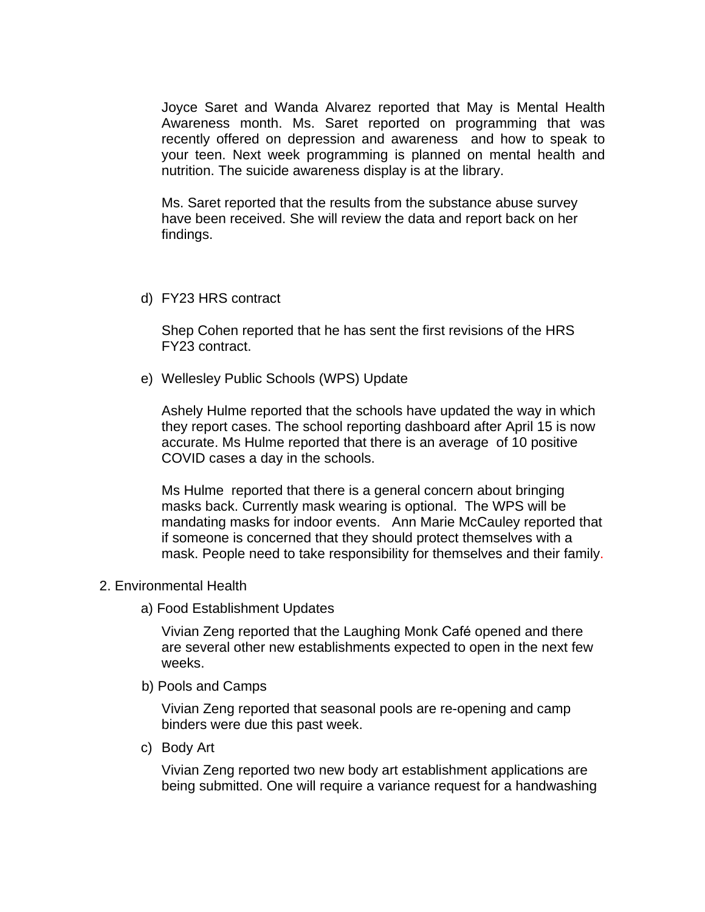Joyce Saret and Wanda Alvarez reported that May is Mental Health Awareness month. Ms. Saret reported on programming that was recently offered on depression and awareness and how to speak to your teen. Next week programming is planned on mental health and nutrition. The suicide awareness display is at the library.

Ms. Saret reported that the results from the substance abuse survey have been received. She will review the data and report back on her findings.

d) FY23 HRS contract

Shep Cohen reported that he has sent the first revisions of the HRS FY23 contract.

e) Wellesley Public Schools (WPS) Update

Ashely Hulme reported that the schools have updated the way in which they report cases. The school reporting dashboard after April 15 is now accurate. Ms Hulme reported that there is an average of 10 positive COVID cases a day in the schools.

Ms Hulme reported that there is a general concern about bringing masks back. Currently mask wearing is optional. The WPS will be mandating masks for indoor events. Ann Marie McCauley reported that if someone is concerned that they should protect themselves with a mask. People need to take responsibility for themselves and their family.

2. Environmental Health

a) Food Establishment Updates

Vivian Zeng reported that the Laughing Monk Café opened and there are several other new establishments expected to open in the next few weeks.

b) Pools and Camps

Vivian Zeng reported that seasonal pools are re-opening and camp binders were due this past week.

c) Body Art

Vivian Zeng reported two new body art establishment applications are being submitted. One will require a variance request for a handwashing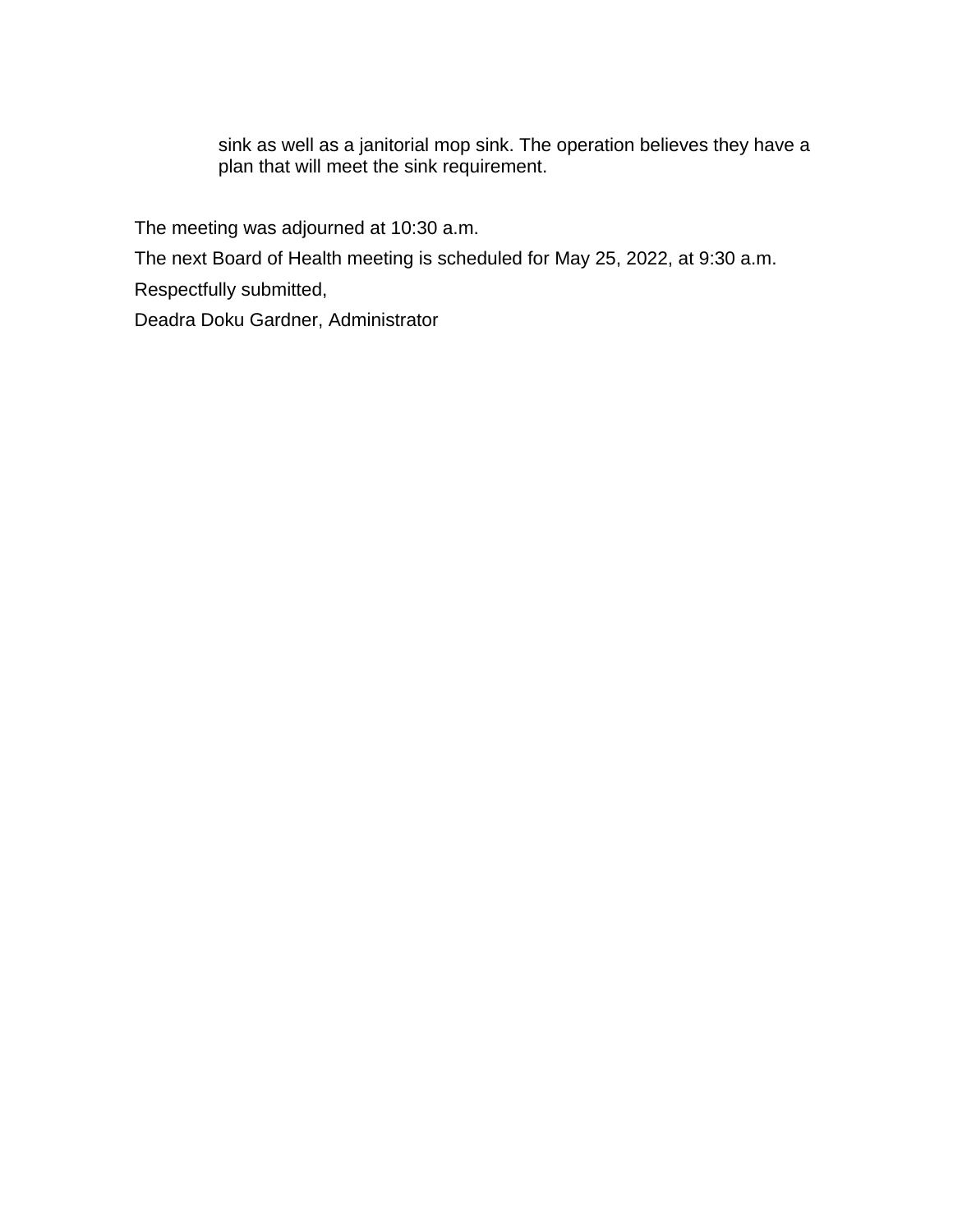sink as well as a janitorial mop sink. The operation believes they have a plan that will meet the sink requirement.

The meeting was adjourned at 10:30 a.m.

The next Board of Health meeting is scheduled for May 25, 2022, at 9:30 a.m.

Respectfully submitted,

Deadra Doku Gardner, Administrator